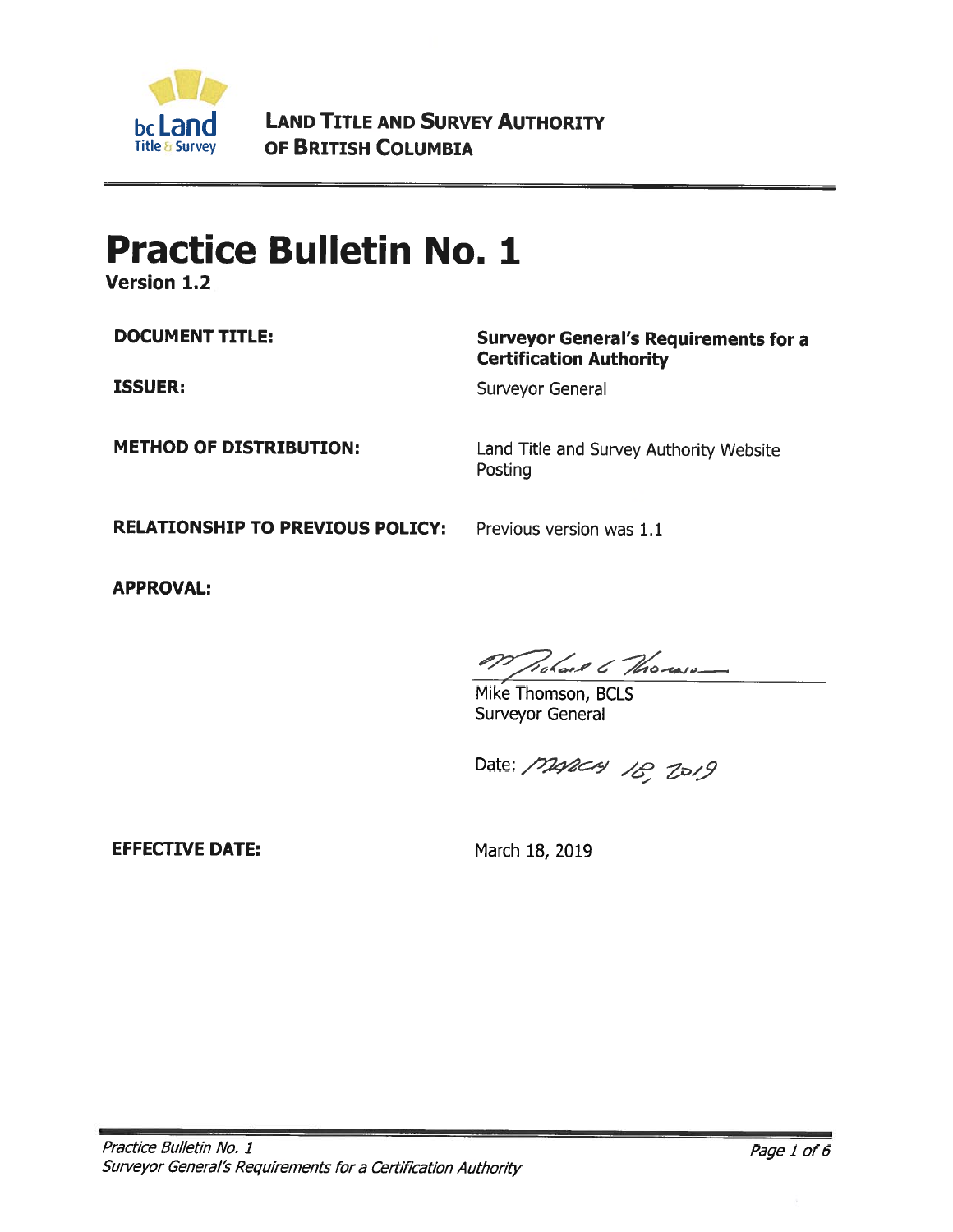**LAND TITLE AND SURVEY AUTHORITY OF BRITISH COLUMBIA**

# Practice Bulletin No. 1

**Version 1.2**

| | |
|---|---|
| **DOCUMENT TITLE:** | **Surveyor General's Requirements for a Certification Authority** |
| **ISSUER:** | Surveyor General |
| **METHOD OF DISTRIBUTION:** | Land Title and Survey Authority Website Posting |
| **RELATIONSHIP TO PREVIOUS POLICY:** | Previous version was 1.1 |
| **APPROVAL:** | Mike Thomson, BCLS<br>Surveyor General<br><br>Date: March 18, 2019 |
| **EFFECTIVE DATE:** | March 18, 2019 |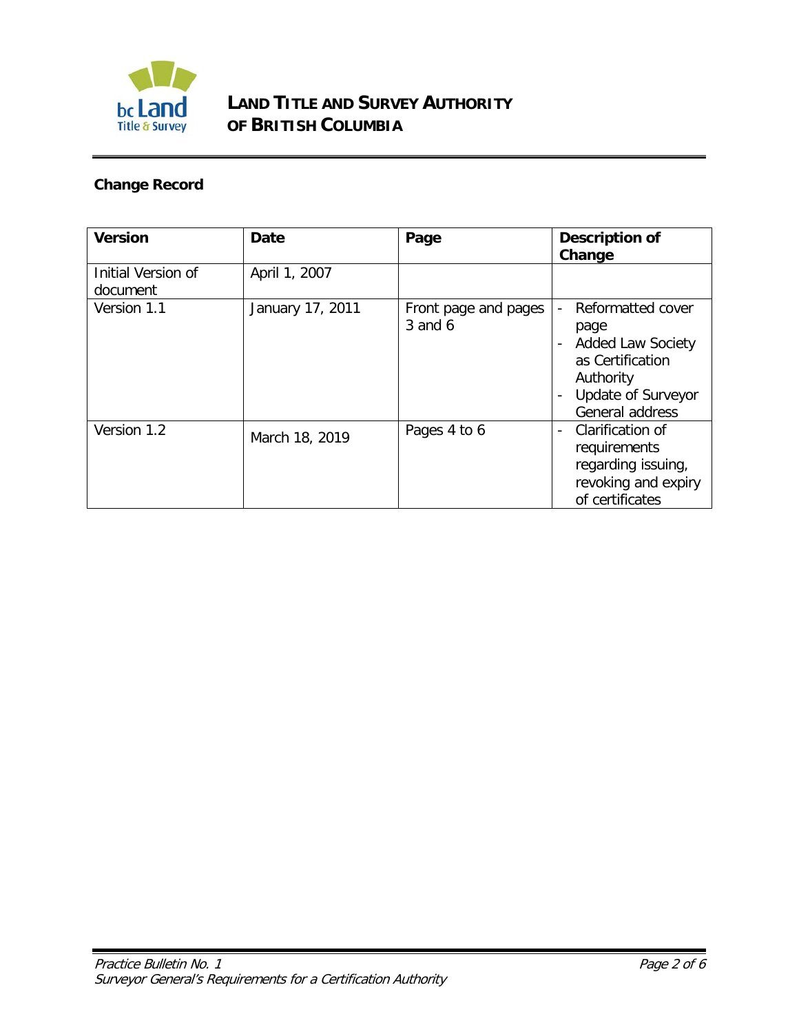**LAND TITLE AND SURVEY AUTHORITY OF BRITISH COLUMBIA**

**Change Record**

| Version | Date | Page | Description of Change |
|---|---|---|---|
| Initial Version of document | April 1, 2007 | | |
| Version 1.1 | January 17, 2011 | Front page and pages 3 and 6 | - Reformatted cover page<br>- Added Law Society as Certification Authority<br>- Update of Surveyor General address |
| Version 1.2 | March 18, 2019 | Pages 4 to 6 | - Clarification of requirements regarding issuing, revoking and expiry of certificates |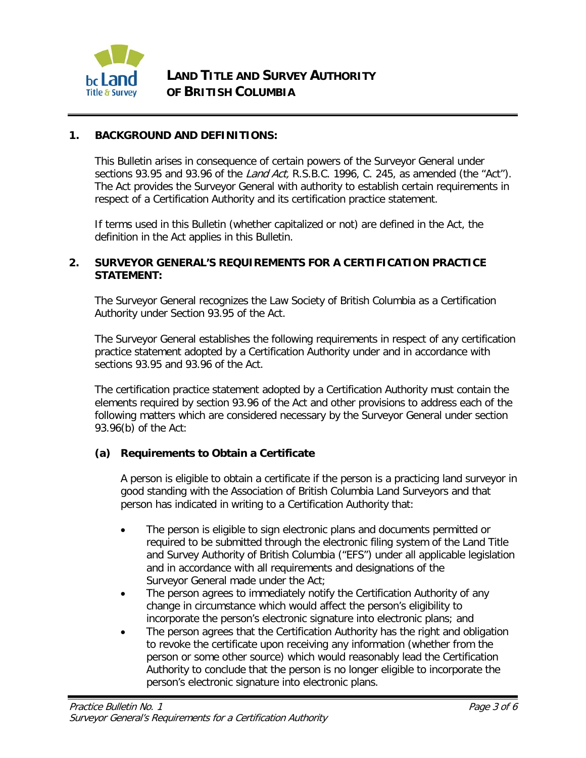**LAND TITLE AND SURVEY AUTHORITY OF BRITISH COLUMBIA**

## 1. BACKGROUND AND DEFINITIONS:

This Bulletin arises in consequence of certain powers of the Surveyor General under sections 93.95 and 93.96 of the *Land Act,* R.S.B.C. 1996, C. 245, as amended (the "Act"). The Act provides the Surveyor General with authority to establish certain requirements in respect of a Certification Authority and its certification practice statement.

If terms used in this Bulletin (whether capitalized or not) are defined in the Act, the definition in the Act applies in this Bulletin.

## 2. SURVEYOR GENERAL'S REQUIREMENTS FOR A CERTIFICATION PRACTICE STATEMENT:

The Surveyor General recognizes the Law Society of British Columbia as a Certification Authority under Section 93.95 of the Act.

The Surveyor General establishes the following requirements in respect of any certification practice statement adopted by a Certification Authority under and in accordance with sections 93.95 and 93.96 of the Act.

The certification practice statement adopted by a Certification Authority must contain the elements required by section 93.96 of the Act and other provisions to address each of the following matters which are considered necessary by the Surveyor General under section 93.96(b) of the Act:

### (a) Requirements to Obtain a Certificate

A person is eligible to obtain a certificate if the person is a practicing land surveyor in good standing with the Association of British Columbia Land Surveyors and that person has indicated in writing to a Certification Authority that:

- The person is eligible to sign electronic plans and documents permitted or required to be submitted through the electronic filing system of the Land Title and Survey Authority of British Columbia ("EFS") under all applicable legislation and in accordance with all requirements and designations of the Surveyor General made under the Act;
- The person agrees to immediately notify the Certification Authority of any change in circumstance which would affect the person's eligibility to incorporate the person's electronic signature into electronic plans; and
- The person agrees that the Certification Authority has the right and obligation to revoke the certificate upon receiving any information (whether from the person or some other source) which would reasonably lead the Certification Authority to conclude that the person is no longer eligible to incorporate the person's electronic signature into electronic plans.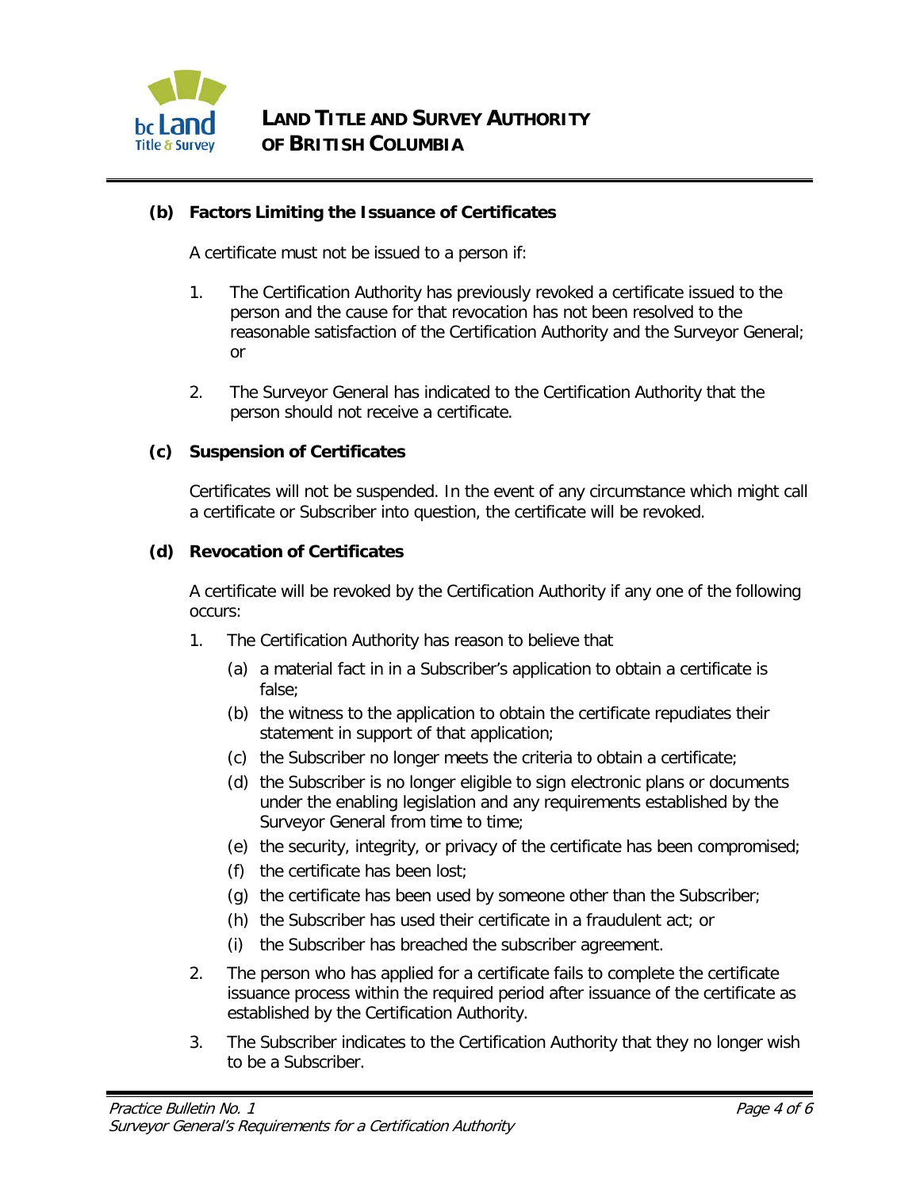### (b) Factors Limiting the Issuance of Certificates

A certificate must not be issued to a person if:

1. The Certification Authority has previously revoked a certificate issued to the person and the cause for that revocation has not been resolved to the reasonable satisfaction of the Certification Authority and the Surveyor General; or

2. The Surveyor General has indicated to the Certification Authority that the person should not receive a certificate.

### (c) Suspension of Certificates

Certificates will not be suspended. In the event of any circumstance which might call a certificate or Subscriber into question, the certificate will be revoked.

### (d) Revocation of Certificates

A certificate will be revoked by the Certification Authority if any one of the following occurs:

1. The Certification Authority has reason to believe that
   - (a) a material fact in in a Subscriber's application to obtain a certificate is false;
   - (b) the witness to the application to obtain the certificate repudiates their statement in support of that application;
   - (c) the Subscriber no longer meets the criteria to obtain a certificate;
   - (d) the Subscriber is no longer eligible to sign electronic plans or documents under the enabling legislation and any requirements established by the Surveyor General from time to time;
   - (e) the security, integrity, or privacy of the certificate has been compromised;
   - (f) the certificate has been lost;
   - (g) the certificate has been used by someone other than the Subscriber;
   - (h) the Subscriber has used their certificate in a fraudulent act; or
   - (i) the Subscriber has breached the subscriber agreement.
2. The person who has applied for a certificate fails to complete the certificate issuance process within the required period after issuance of the certificate as established by the Certification Authority.
3. The Subscriber indicates to the Certification Authority that they no longer wish to be a Subscriber.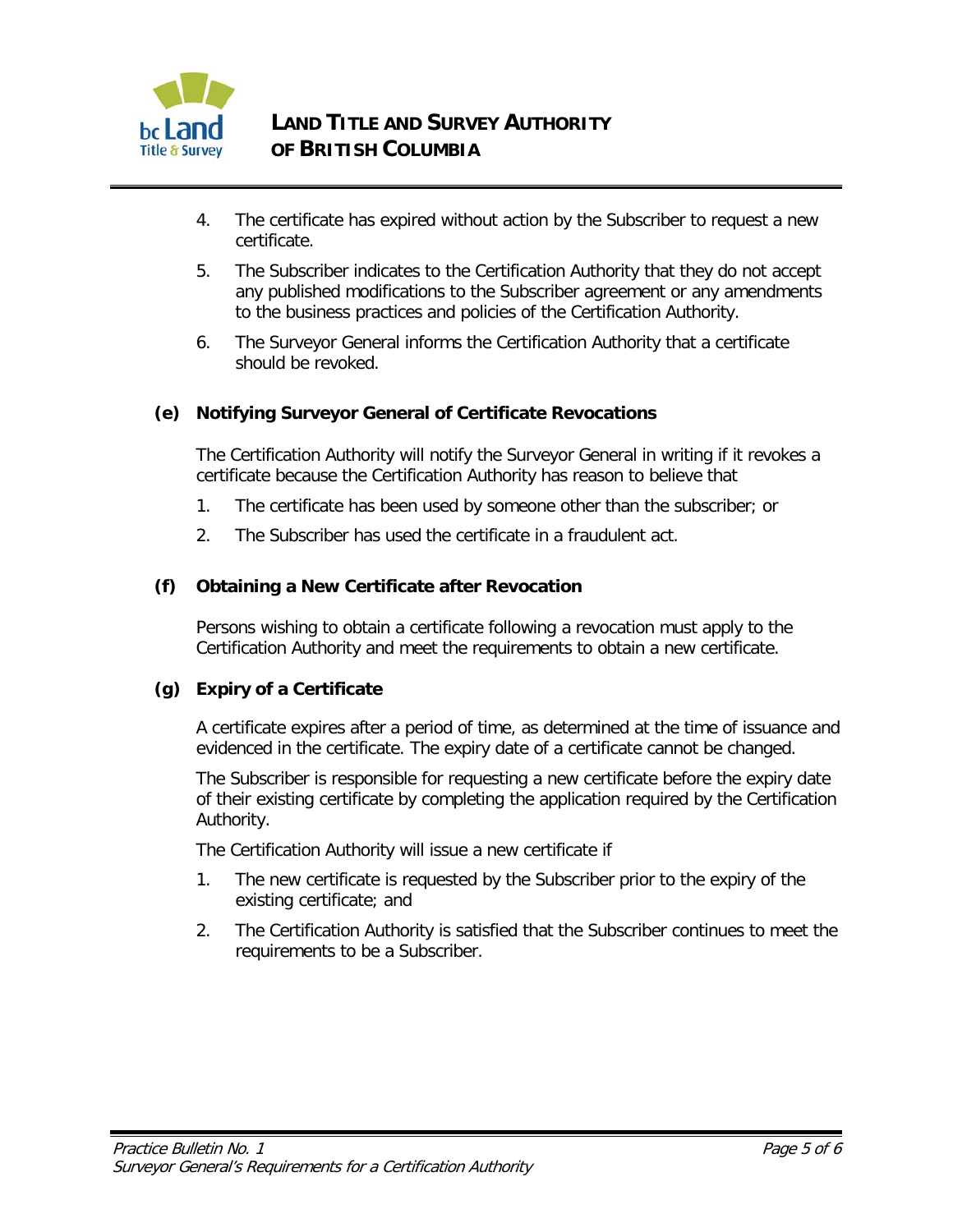4. The certificate has expired without action by the Subscriber to request a new certificate.
5. The Subscriber indicates to the Certification Authority that they do not accept any published modifications to the Subscriber agreement or any amendments to the business practices and policies of the Certification Authority.
6. The Surveyor General informs the Certification Authority that a certificate should be revoked.

### (e) Notifying Surveyor General of Certificate Revocations

The Certification Authority will notify the Surveyor General in writing if it revokes a certificate because the Certification Authority has reason to believe that

1. The certificate has been used by someone other than the subscriber; or
2. The Subscriber has used the certificate in a fraudulent act.

### (f) Obtaining a New Certificate after Revocation

Persons wishing to obtain a certificate following a revocation must apply to the Certification Authority and meet the requirements to obtain a new certificate.

### (g) Expiry of a Certificate

A certificate expires after a period of time, as determined at the time of issuance and evidenced in the certificate. The expiry date of a certificate cannot be changed.

The Subscriber is responsible for requesting a new certificate before the expiry date of their existing certificate by completing the application required by the Certification Authority.

The Certification Authority will issue a new certificate if

1. The new certificate is requested by the Subscriber prior to the expiry of the existing certificate; and
2. The Certification Authority is satisfied that the Subscriber continues to meet the requirements to be a Subscriber.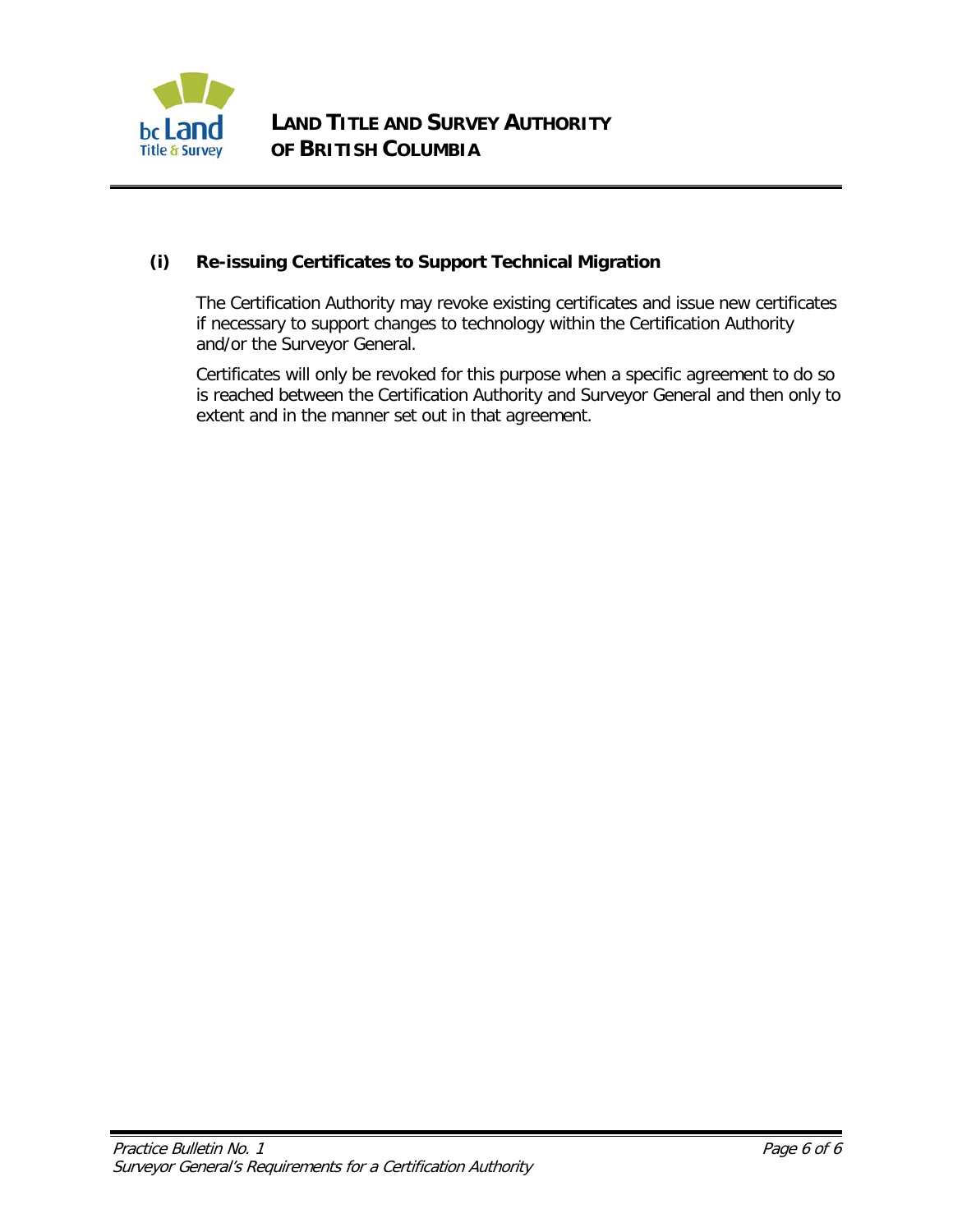### (i) Re-issuing Certificates to Support Technical Migration

The Certification Authority may revoke existing certificates and issue new certificates if necessary to support changes to technology within the Certification Authority and/or the Surveyor General.

Certificates will only be revoked for this purpose when a specific agreement to do so is reached between the Certification Authority and Surveyor General and then only to extent and in the manner set out in that agreement.